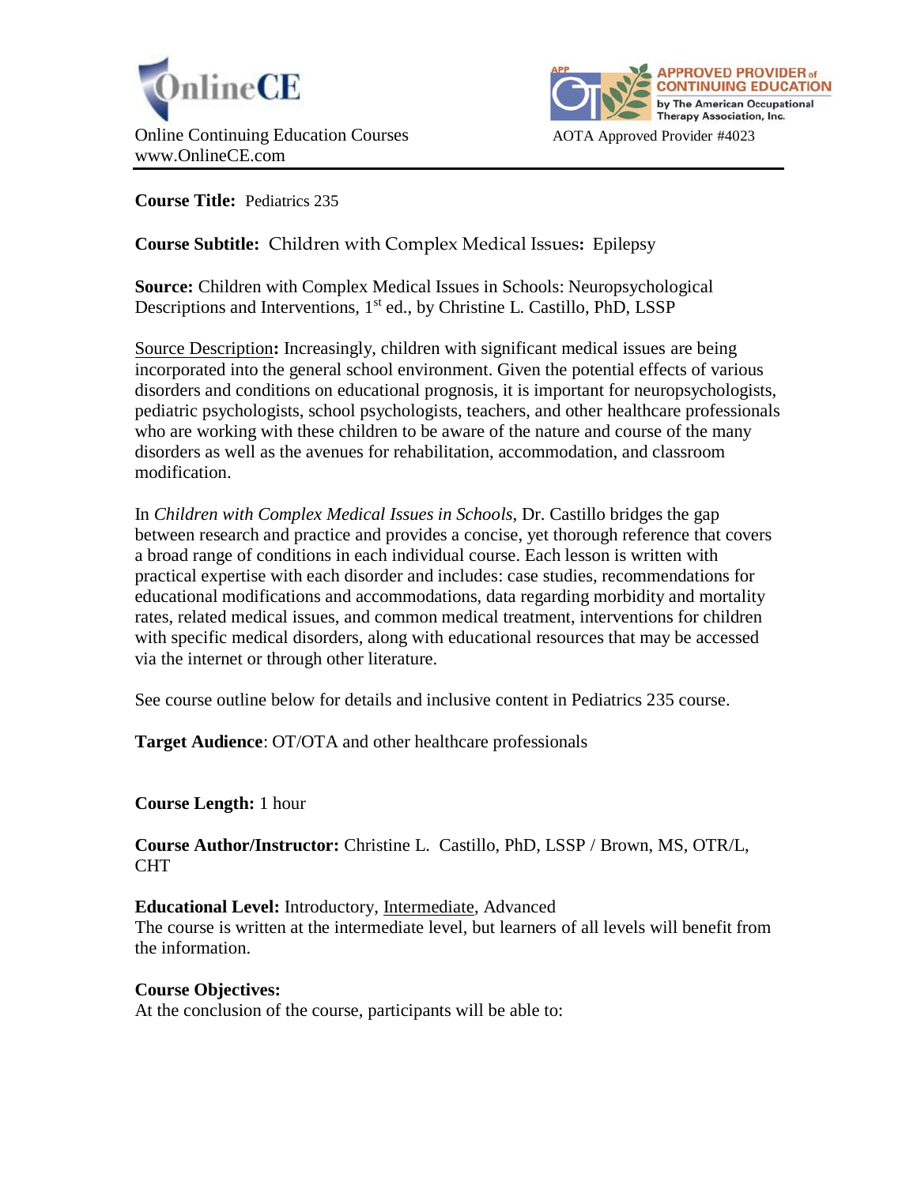OnlineCE

Online Continuing Education Courses
www.OnlineCE.com

APPROVED PROVIDER of CONTINUING EDUCATION by The American Occupational Therapy Association, Inc.

AOTA Approved Provider #4023

**Course Title:** Pediatrics 235

**Course Subtitle:** Children with Complex Medical Issues**:** Epilepsy

**Source:** Children with Complex Medical Issues in Schools: Neuropsychological Descriptions and Interventions, 1st ed., by Christine L. Castillo, PhD, LSSP

Source Description**:** Increasingly, children with significant medical issues are being incorporated into the general school environment. Given the potential effects of various disorders and conditions on educational prognosis, it is important for neuropsychologists, pediatric psychologists, school psychologists, teachers, and other healthcare professionals who are working with these children to be aware of the nature and course of the many disorders as well as the avenues for rehabilitation, accommodation, and classroom modification.

In *Children with Complex Medical Issues in Schools,* Dr. Castillo bridges the gap between research and practice and provides a concise, yet thorough reference that covers a broad range of conditions in each individual course. Each lesson is written with practical expertise with each disorder and includes: case studies, recommendations for educational modifications and accommodations, data regarding morbidity and mortality rates, related medical issues, and common medical treatment, interventions for children with specific medical disorders, along with educational resources that may be accessed via the internet or through other literature.

See course outline below for details and inclusive content in Pediatrics 235 course.

**Target Audience**: OT/OTA and other healthcare professionals

**Course Length:** 1 hour

**Course Author/Instructor:** Christine L. Castillo, PhD, LSSP / Brown, MS, OTR/L, CHT

**Educational Level:** Introductory, Intermediate, Advanced
The course is written at the intermediate level, but learners of all levels will benefit from the information.

**Course Objectives:**
At the conclusion of the course, participants will be able to: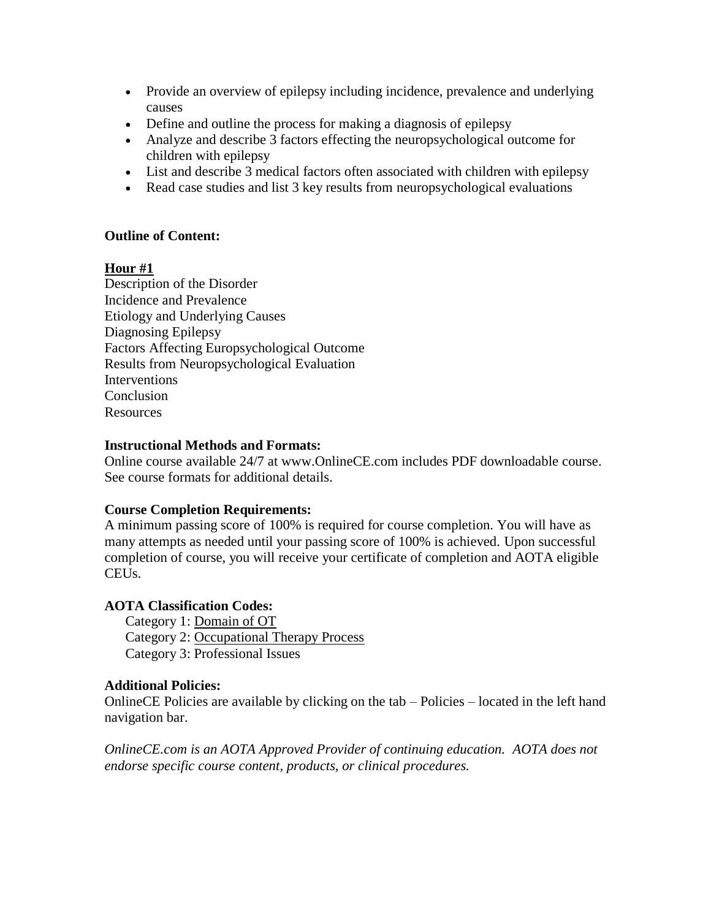- Provide an overview of epilepsy including incidence, prevalence and underlying causes
- Define and outline the process for making a diagnosis of epilepsy
- Analyze and describe 3 factors effecting the neuropsychological outcome for children with epilepsy
- List and describe 3 medical factors often associated with children with epilepsy
- Read case studies and list 3 key results from neuropsychological evaluations

**Outline of Content:**

**Hour #1**

Description of the Disorder
Incidence and Prevalence
Etiology and Underlying Causes
Diagnosing Epilepsy
Factors Affecting Europsychological Outcome
Results from Neuropsychological Evaluation
Interventions
Conclusion
Resources

**Instructional Methods and Formats:**
Online course available 24/7 at www.OnlineCE.com includes PDF downloadable course. See course formats for additional details.

**Course Completion Requirements:**
A minimum passing score of 100% is required for course completion. You will have as many attempts as needed until your passing score of 100% is achieved. Upon successful completion of course, you will receive your certificate of completion and AOTA eligible CEUs.

**AOTA Classification Codes:**

Category 1: Domain of OT
Category 2: Occupational Therapy Process
Category 3: Professional Issues

**Additional Policies:**
OnlineCE Policies are available by clicking on the tab – Policies – located in the left hand navigation bar.

*OnlineCE.com is an AOTA Approved Provider of continuing education. AOTA does not endorse specific course content, products, or clinical procedures.*